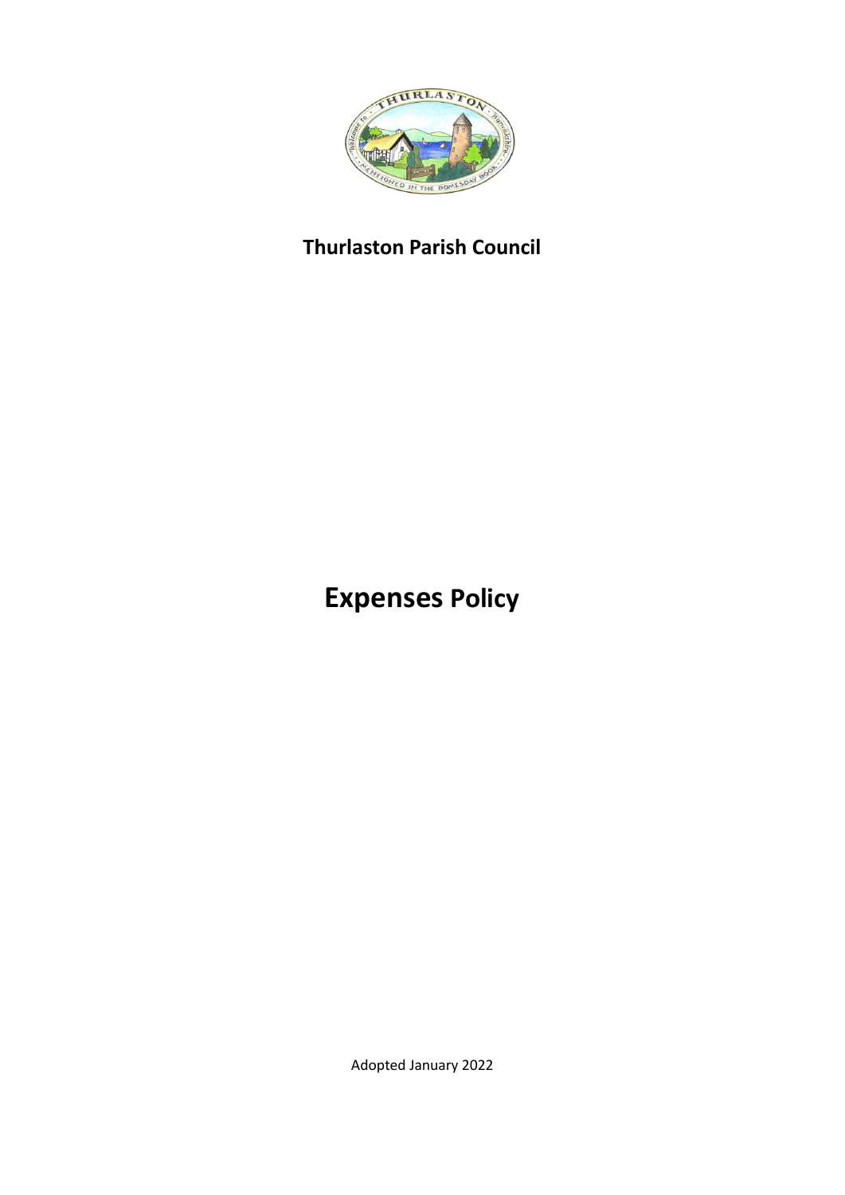**Thurlaston Parish Council**

# Expenses Policy

Adopted January 2022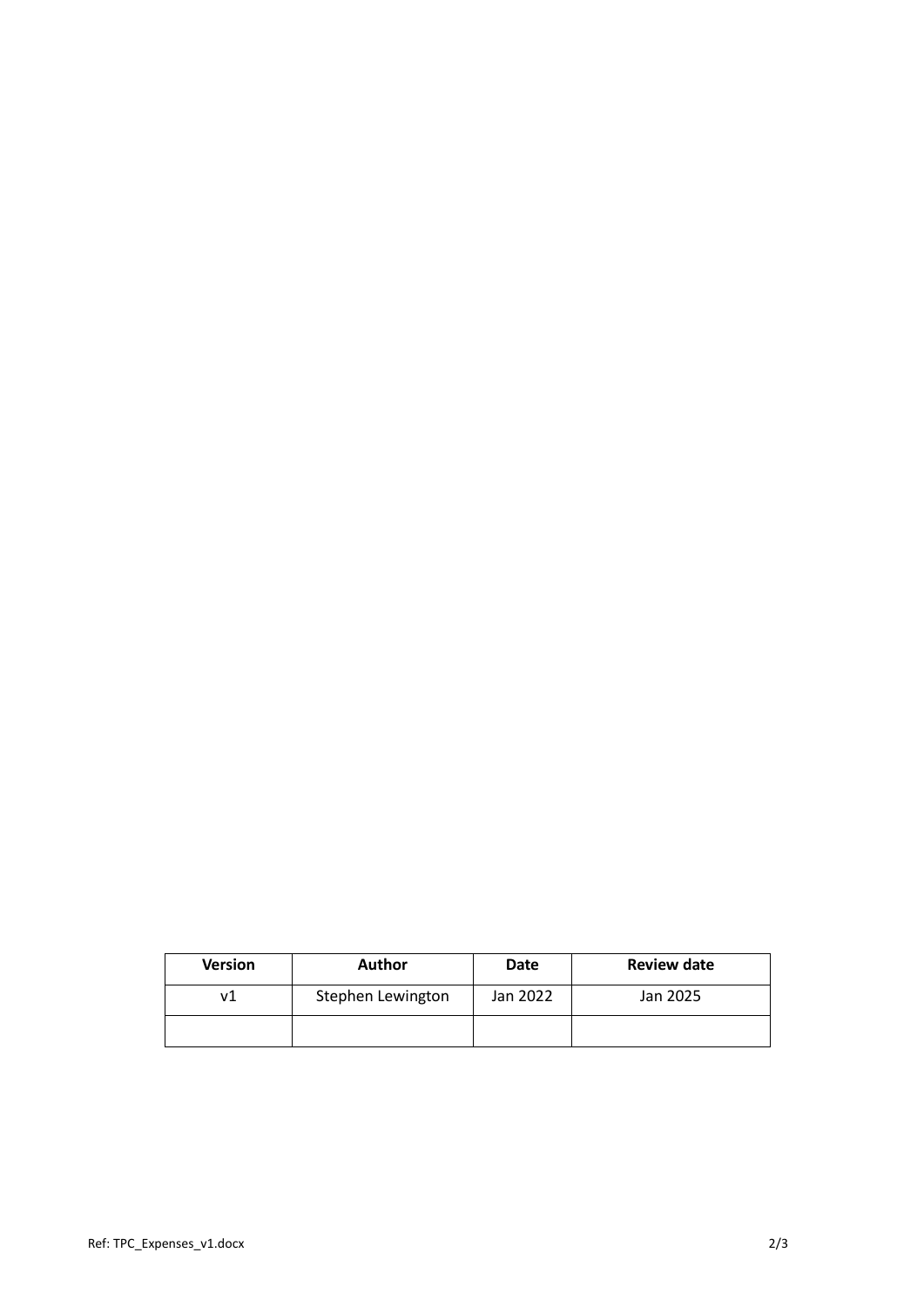| Version | Author | Date | Review date |
| --- | --- | --- | --- |
| v1 | Stephen Lewington | Jan 2022 | Jan 2025 |
| | | | |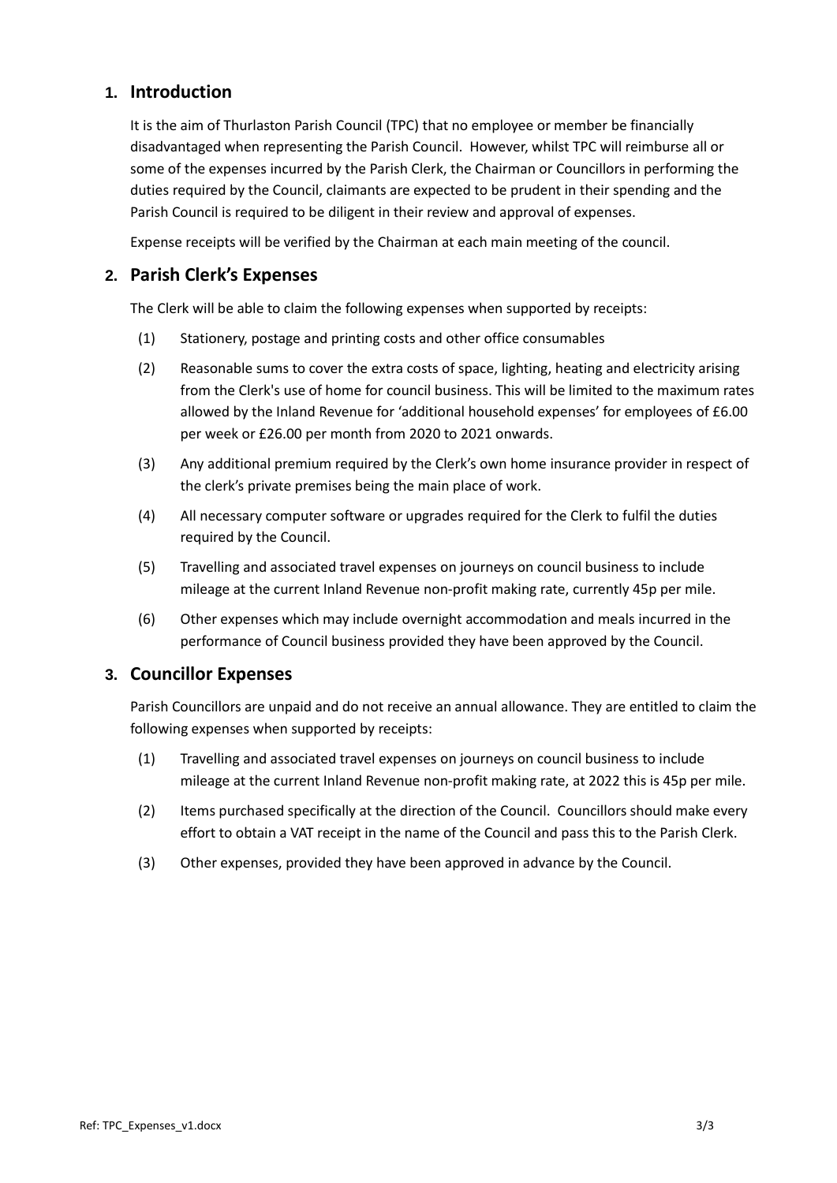## 1. Introduction

It is the aim of Thurlaston Parish Council (TPC) that no employee or member be financially disadvantaged when representing the Parish Council. However, whilst TPC will reimburse all or some of the expenses incurred by the Parish Clerk, the Chairman or Councillors in performing the duties required by the Council, claimants are expected to be prudent in their spending and the Parish Council is required to be diligent in their review and approval of expenses.

Expense receipts will be verified by the Chairman at each main meeting of the council.

## 2. Parish Clerk's Expenses

The Clerk will be able to claim the following expenses when supported by receipts:

(1) Stationery, postage and printing costs and other office consumables

(2) Reasonable sums to cover the extra costs of space, lighting, heating and electricity arising from the Clerk's use of home for council business. This will be limited to the maximum rates allowed by the Inland Revenue for 'additional household expenses' for employees of £6.00 per week or £26.00 per month from 2020 to 2021 onwards.

(3) Any additional premium required by the Clerk's own home insurance provider in respect of the clerk's private premises being the main place of work.

(4) All necessary computer software or upgrades required for the Clerk to fulfil the duties required by the Council.

(5) Travelling and associated travel expenses on journeys on council business to include mileage at the current Inland Revenue non-profit making rate, currently 45p per mile.

(6) Other expenses which may include overnight accommodation and meals incurred in the performance of Council business provided they have been approved by the Council.

## 3. Councillor Expenses

Parish Councillors are unpaid and do not receive an annual allowance. They are entitled to claim the following expenses when supported by receipts:

(1) Travelling and associated travel expenses on journeys on council business to include mileage at the current Inland Revenue non-profit making rate, at 2022 this is 45p per mile.

(2) Items purchased specifically at the direction of the Council. Councillors should make every effort to obtain a VAT receipt in the name of the Council and pass this to the Parish Clerk.

(3) Other expenses, provided they have been approved in advance by the Council.

Ref: TPC_Expenses_v1.docx